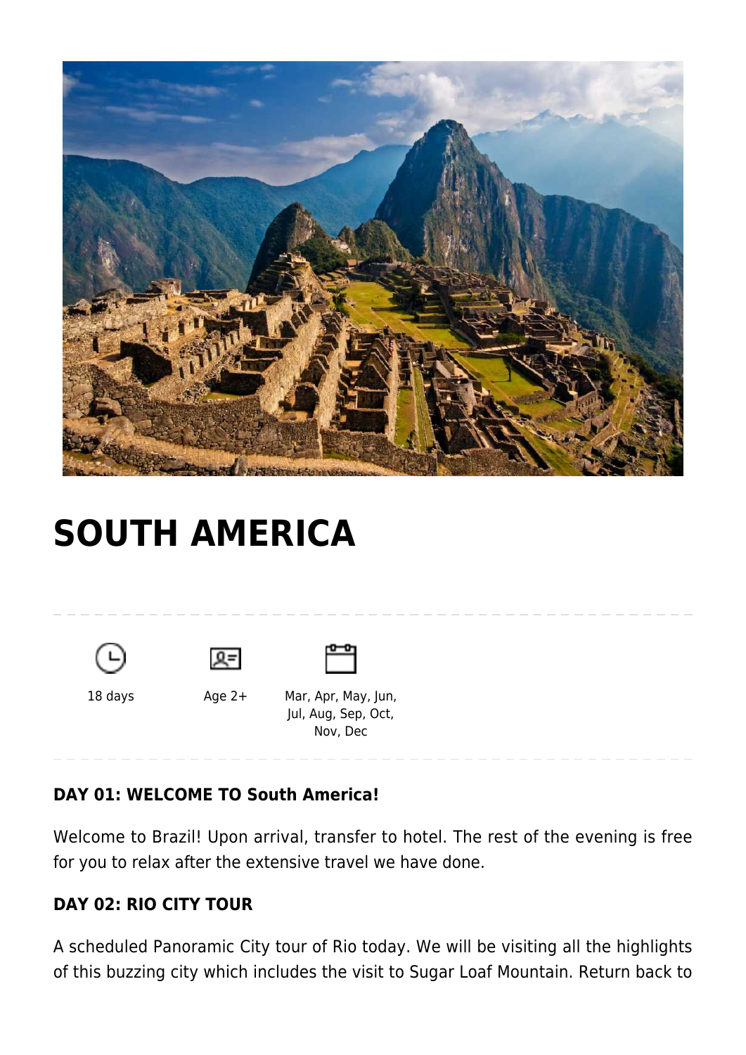# SOUTH AMERICA

18 days

Age 2+

Mar, Apr, May, Jun, Jul, Aug, Sep, Oct, Nov, Dec

**DAY 01: WELCOME TO South America!**

Welcome to Brazil! Upon arrival, transfer to hotel. The rest of the evening is free for you to relax after the extensive travel we have done.

**DAY 02: RIO CITY TOUR**

A scheduled Panoramic City tour of Rio today. We will be visiting all the highlights of this buzzing city which includes the visit to Sugar Loaf Mountain. Return back to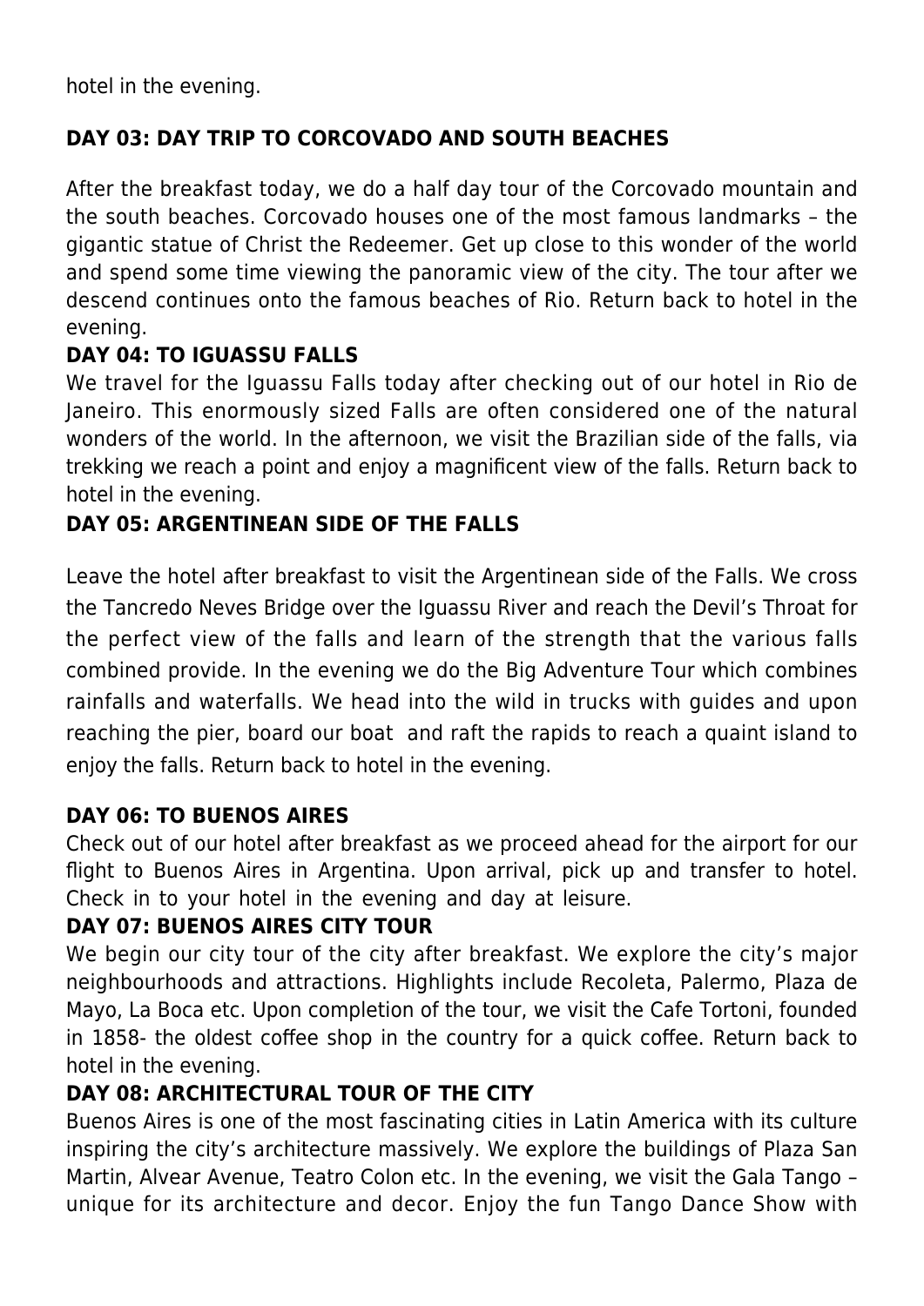hotel in the evening.

**DAY 03: DAY TRIP TO CORCOVADO AND SOUTH BEACHES**

After the breakfast today, we do a half day tour of the Corcovado mountain and the south beaches. Corcovado houses one of the most famous landmarks – the gigantic statue of Christ the Redeemer. Get up close to this wonder of the world and spend some time viewing the panoramic view of the city. The tour after we descend continues onto the famous beaches of Rio. Return back to hotel in the evening.

**DAY 04: TO IGUASSU FALLS**

We travel for the Iguassu Falls today after checking out of our hotel in Rio de Janeiro. This enormously sized Falls are often considered one of the natural wonders of the world. In the afternoon, we visit the Brazilian side of the falls, via trekking we reach a point and enjoy a magnificent view of the falls. Return back to hotel in the evening.

**DAY 05: ARGENTINEAN SIDE OF THE FALLS**

Leave the hotel after breakfast to visit the Argentinean side of the Falls. We cross the Tancredo Neves Bridge over the Iguassu River and reach the Devil's Throat for the perfect view of the falls and learn of the strength that the various falls combined provide. In the evening we do the Big Adventure Tour which combines rainfalls and waterfalls. We head into the wild in trucks with guides and upon reaching the pier, board our boat and raft the rapids to reach a quaint island to enjoy the falls. Return back to hotel in the evening.

**DAY 06: TO BUENOS AIRES**

Check out of our hotel after breakfast as we proceed ahead for the airport for our flight to Buenos Aires in Argentina. Upon arrival, pick up and transfer to hotel. Check in to your hotel in the evening and day at leisure.

**DAY 07: BUENOS AIRES CITY TOUR**

We begin our city tour of the city after breakfast. We explore the city's major neighbourhoods and attractions. Highlights include Recoleta, Palermo, Plaza de Mayo, La Boca etc. Upon completion of the tour, we visit the Cafe Tortoni, founded in 1858- the oldest coffee shop in the country for a quick coffee. Return back to hotel in the evening.

**DAY 08: ARCHITECTURAL TOUR OF THE CITY**

Buenos Aires is one of the most fascinating cities in Latin America with its culture inspiring the city's architecture massively. We explore the buildings of Plaza San Martin, Alvear Avenue, Teatro Colon etc. In the evening, we visit the Gala Tango – unique for its architecture and decor. Enjoy the fun Tango Dance Show with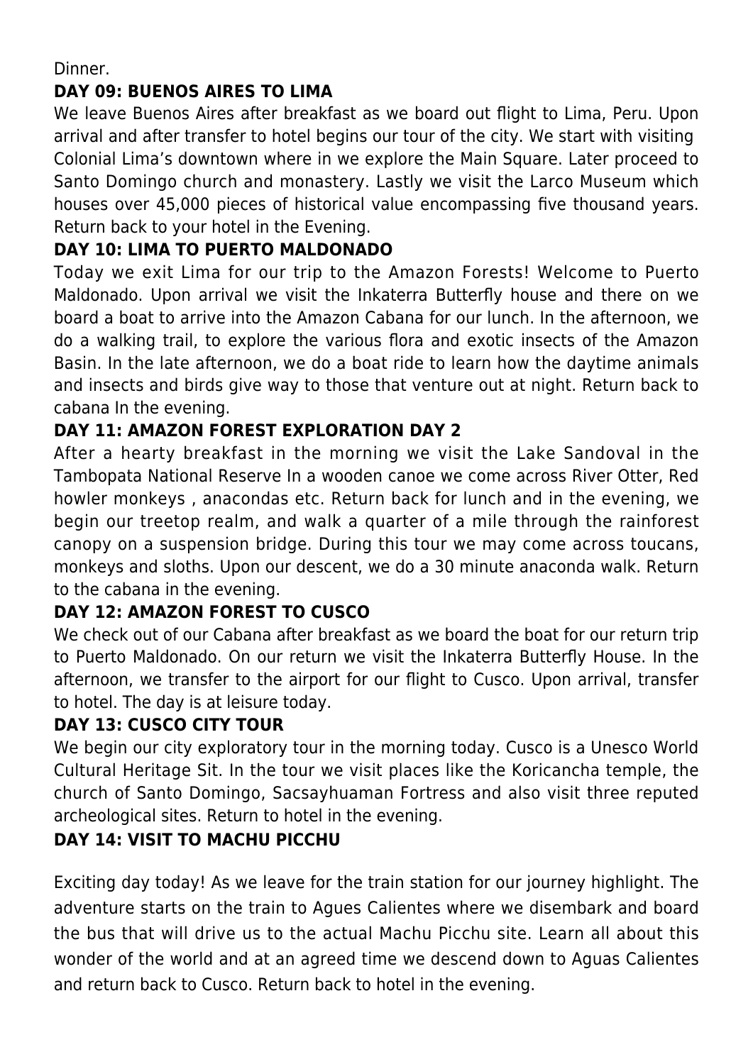Dinner.

**DAY 09: BUENOS AIRES TO LIMA**

We leave Buenos Aires after breakfast as we board out flight to Lima, Peru. Upon arrival and after transfer to hotel begins our tour of the city. We start with visiting Colonial Lima's downtown where in we explore the Main Square. Later proceed to Santo Domingo church and monastery. Lastly we visit the Larco Museum which houses over 45,000 pieces of historical value encompassing five thousand years. Return back to your hotel in the Evening.

**DAY 10: LIMA TO PUERTO MALDONADO**

Today we exit Lima for our trip to the Amazon Forests! Welcome to Puerto Maldonado. Upon arrival we visit the Inkaterra Butterfly house and there on we board a boat to arrive into the Amazon Cabana for our lunch. In the afternoon, we do a walking trail, to explore the various flora and exotic insects of the Amazon Basin. In the late afternoon, we do a boat ride to learn how the daytime animals and insects and birds give way to those that venture out at night. Return back to cabana In the evening.

**DAY 11: AMAZON FOREST EXPLORATION DAY 2**

After a hearty breakfast in the morning we visit the Lake Sandoval in the Tambopata National Reserve In a wooden canoe we come across River Otter, Red howler monkeys , anacondas etc. Return back for lunch and in the evening, we begin our treetop realm, and walk a quarter of a mile through the rainforest canopy on a suspension bridge. During this tour we may come across toucans, monkeys and sloths. Upon our descent, we do a 30 minute anaconda walk. Return to the cabana in the evening.

**DAY 12: AMAZON FOREST TO CUSCO**

We check out of our Cabana after breakfast as we board the boat for our return trip to Puerto Maldonado. On our return we visit the Inkaterra Butterfly House. In the afternoon, we transfer to the airport for our flight to Cusco. Upon arrival, transfer to hotel. The day is at leisure today.

**DAY 13: CUSCO CITY TOUR**

We begin our city exploratory tour in the morning today. Cusco is a Unesco World Cultural Heritage Sit. In the tour we visit places like the Koricancha temple, the church of Santo Domingo, Sacsayhuaman Fortress and also visit three reputed archeological sites. Return to hotel in the evening.

**DAY 14: VISIT TO MACHU PICCHU**

Exciting day today! As we leave for the train station for our journey highlight. The adventure starts on the train to Agues Calientes where we disembark and board the bus that will drive us to the actual Machu Picchu site. Learn all about this wonder of the world and at an agreed time we descend down to Aguas Calientes and return back to Cusco. Return back to hotel in the evening.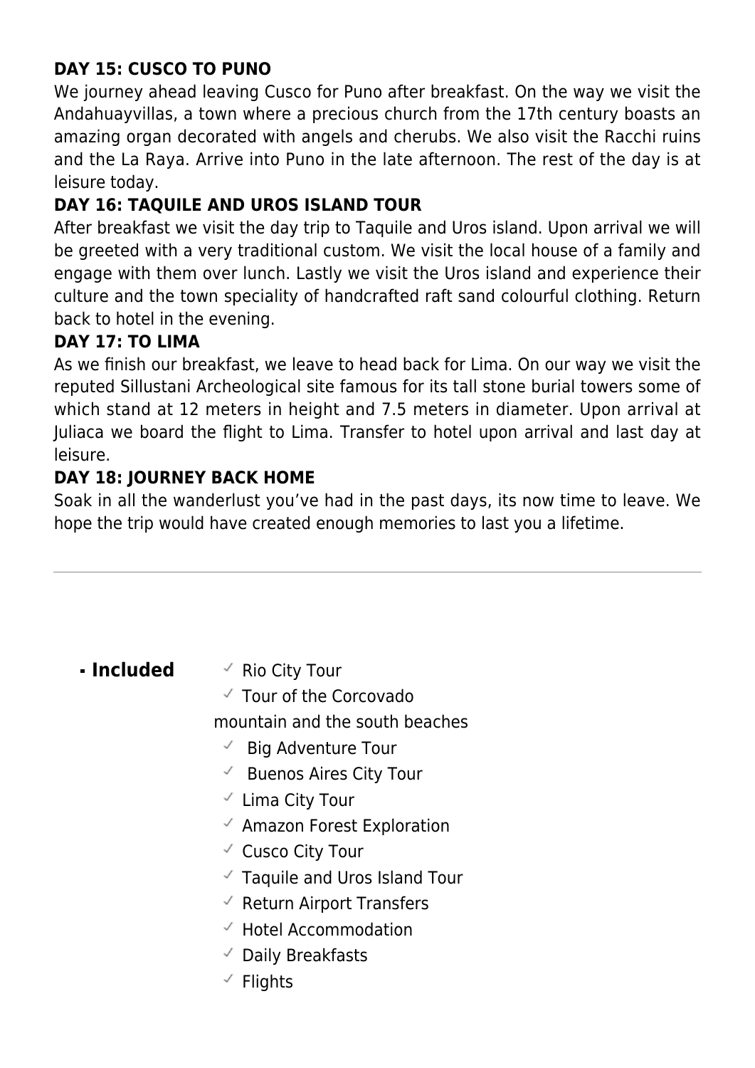**DAY 15: CUSCO TO PUNO**

We journey ahead leaving Cusco for Puno after breakfast. On the way we visit the Andahuayvillas, a town where a precious church from the 17th century boasts an amazing organ decorated with angels and cherubs. We also visit the Racchi ruins and the La Raya. Arrive into Puno in the late afternoon. The rest of the day is at leisure today.

**DAY 16: TAQUILE AND UROS ISLAND TOUR**

After breakfast we visit the day trip to Taquile and Uros island. Upon arrival we will be greeted with a very traditional custom. We visit the local house of a family and engage with them over lunch. Lastly we visit the Uros island and experience their culture and the town speciality of handcrafted raft sand colourful clothing. Return back to hotel in the evening.

**DAY 17: TO LIMA**

As we finish our breakfast, we leave to head back for Lima. On our way we visit the reputed Sillustani Archeological site famous for its tall stone burial towers some of which stand at 12 meters in height and 7.5 meters in diameter. Upon arrival at Juliaca we board the flight to Lima. Transfer to hotel upon arrival and last day at leisure.

**DAY 18: JOURNEY BACK HOME**

Soak in all the wanderlust you've had in the past days, its now time to leave. We hope the trip would have created enough memories to last you a lifetime.

---

- **Included**
  - ✓ Rio City Tour
  - ✓ Tour of the Corcovado mountain and the south beaches
  - ✓ Big Adventure Tour
  - ✓ Buenos Aires City Tour
  - ✓ Lima City Tour
  - ✓ Amazon Forest Exploration
  - ✓ Cusco City Tour
  - ✓ Taquile and Uros Island Tour
  - ✓ Return Airport Transfers
  - ✓ Hotel Accommodation
  - ✓ Daily Breakfasts
  - ✓ Flights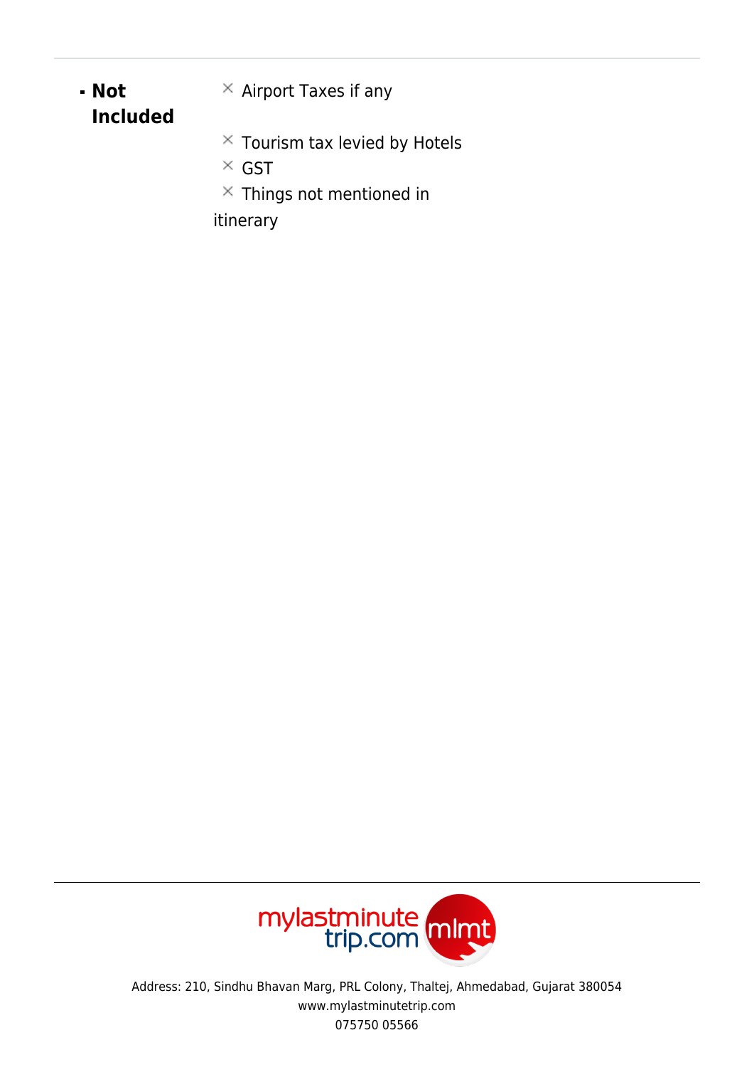- **Not Included**

  - ✕ Airport Taxes if any
  - ✕ Tourism tax levied by Hotels
  - ✕ GST
  - ✕ Things not mentioned in itinerary

mylastminutetrip.com mlmt

Address: 210, Sindhu Bhavan Marg, PRL Colony, Thaltej, Ahmedabad, Gujarat 380054
www.mylastminutetrip.com
075750 05566